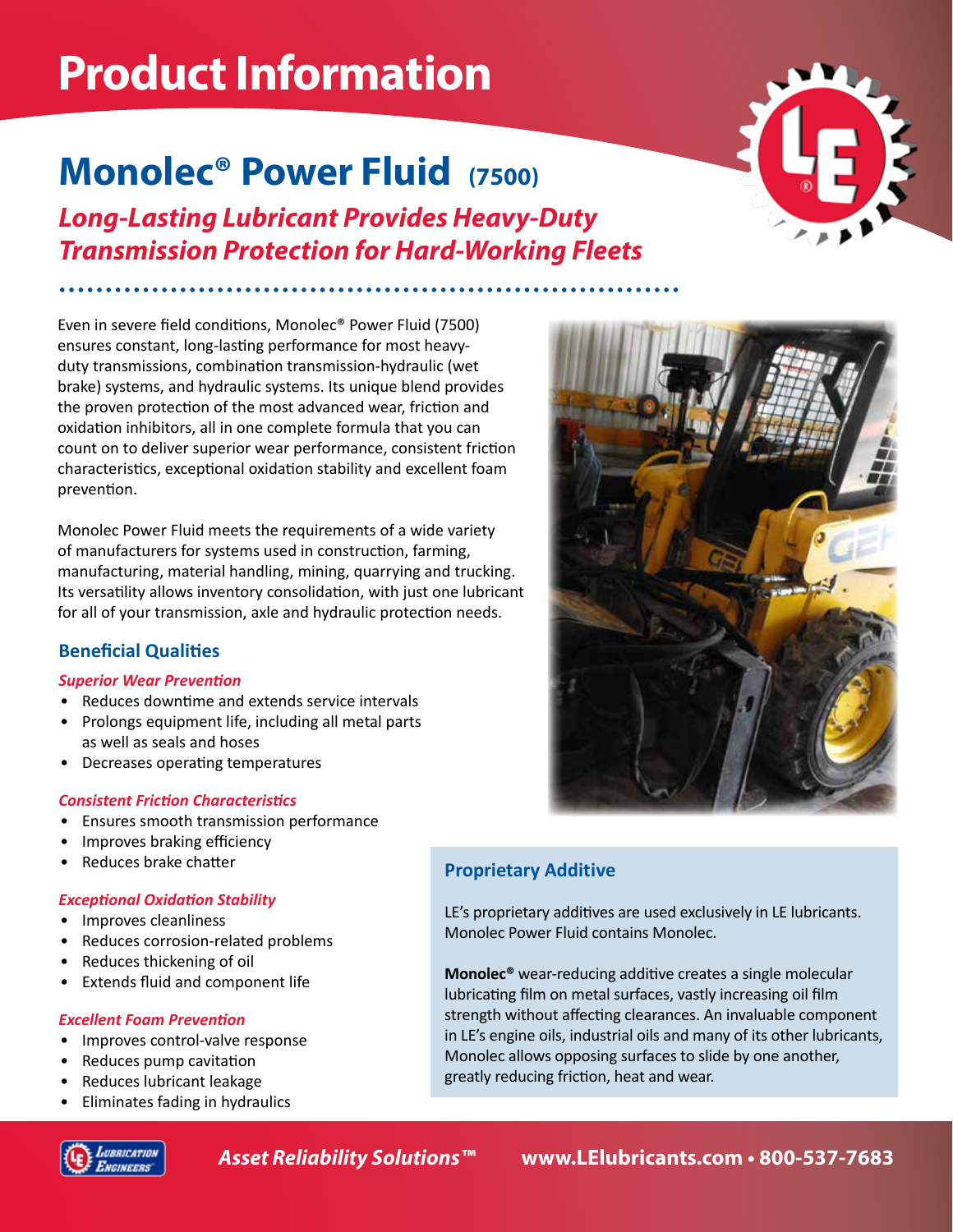# Product Information

## Monolec® Power Fluid (7500)

### *Long-Lasting Lubricant Provides Heavy-Duty Transmission Protection for Hard-Working Fleets*

Even in severe field conditions, Monolec® Power Fluid (7500) ensures constant, long-lasting performance for most heavy-duty transmissions, combination transmission-hydraulic (wet brake) systems, and hydraulic systems. Its unique blend provides the proven protection of the most advanced wear, friction and oxidation inhibitors, all in one complete formula that you can count on to deliver superior wear performance, consistent friction characteristics, exceptional oxidation stability and excellent foam prevention.

Monolec Power Fluid meets the requirements of a wide variety of manufacturers for systems used in construction, farming, manufacturing, material handling, mining, quarrying and trucking. Its versatility allows inventory consolidation, with just one lubricant for all of your transmission, axle and hydraulic protection needs.

### Beneficial Qualities

*Superior Wear Prevention*

- Reduces downtime and extends service intervals
- Prolongs equipment life, including all metal parts as well as seals and hoses
- Decreases operating temperatures

*Consistent Friction Characteristics*

- Ensures smooth transmission performance
- Improves braking efficiency
- Reduces brake chatter

*Exceptional Oxidation Stability*

- Improves cleanliness
- Reduces corrosion-related problems
- Reduces thickening of oil
- Extends fluid and component life

*Excellent Foam Prevention*

- Improves control-valve response
- Reduces pump cavitation
- Reduces lubricant leakage
- Eliminates fading in hydraulics

### Proprietary Additive

LE's proprietary additives are used exclusively in LE lubricants. Monolec Power Fluid contains Monolec.

**Monolec®** wear-reducing additive creates a single molecular lubricating film on metal surfaces, vastly increasing oil film strength without affecting clearances. An invaluable component in LE's engine oils, industrial oils and many of its other lubricants, Monolec allows opposing surfaces to slide by one another, greatly reducing friction, heat and wear.

*Asset Reliability Solutions™* **www.LElubricants.com • 800-537-7683**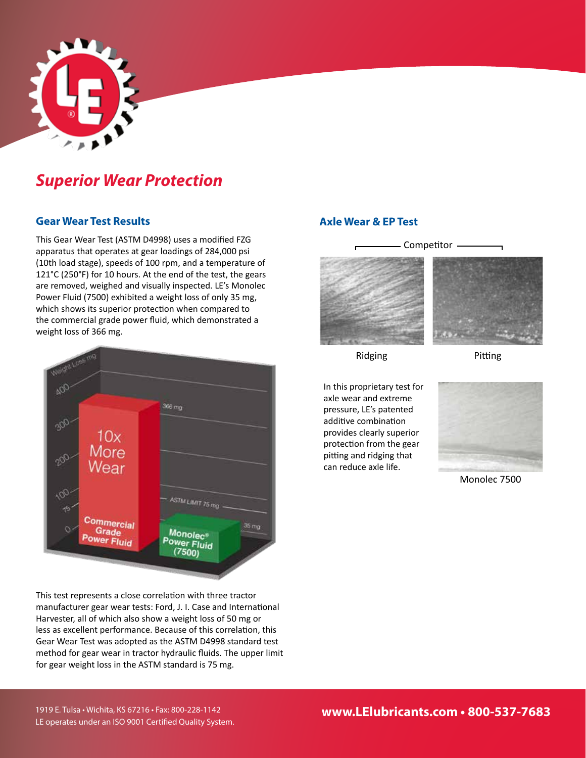## *Superior Wear Protection*

### Gear Wear Test Results

This Gear Wear Test (ASTM D4998) uses a modified FZG apparatus that operates at gear loadings of 284,000 psi (10th load stage), speeds of 100 rpm, and a temperature of 121°C (250°F) for 10 hours. At the end of the test, the gears are removed, weighed and visually inspected. LE's Monolec Power Fluid (7500) exhibited a weight loss of only 35 mg, which shows its superior protection when compared to the commercial grade power fluid, which demonstrated a weight loss of 366 mg.

Weight Loss mg

| | Weight Loss (mg) |
|---|---|
| Commercial Grade Power Fluid | 366 mg |
| Monolec® Power Fluid (7500) | 35 mg |
| ASTM LIMIT | 75 mg |

10x More Wear

This test represents a close correlation with three tractor manufacturer gear wear tests: Ford, J. I. Case and International Harvester, all of which also show a weight loss of 50 mg or less as excellent performance. Because of this correlation, this Gear Wear Test was adopted as the ASTM D4998 standard test method for gear wear in tractor hydraulic fluids. The upper limit for gear weight loss in the ASTM standard is 75 mg.

### Axle Wear & EP Test

Competitor

Ridging

Pitting

In this proprietary test for axle wear and extreme pressure, LE's patented additive combination provides clearly superior protection from the gear pitting and ridging that can reduce axle life.

Monolec 7500

1919 E. Tulsa • Wichita, KS 67216 • Fax: 800-228-1142
LE operates under an ISO 9001 Certified Quality System.

**www.LElubricants.com • 800-537-7683**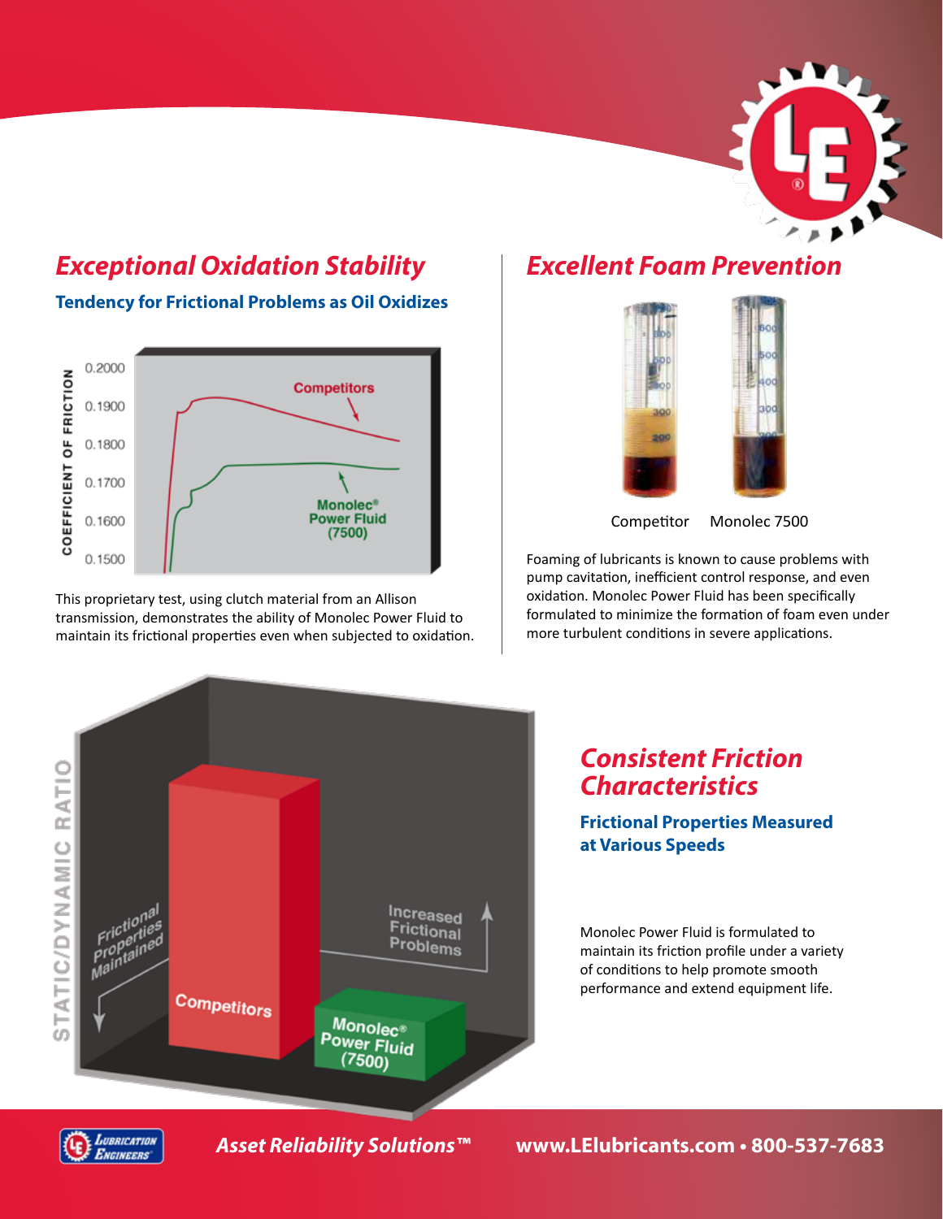## *Exceptional Oxidation Stability*

### Tendency for Frictional Problems as Oil Oxidizes

COEFFICIENT OF FRICTION

0.2000
0.1900
0.1800
0.1700
0.1600
0.1500

Competitors

Monolec® Power Fluid (7500)

This proprietary test, using clutch material from an Allison transmission, demonstrates the ability of Monolec Power Fluid to maintain its frictional properties even when subjected to oxidation.

## *Excellent Foam Prevention*

Competitor     Monolec 7500

Foaming of lubricants is known to cause problems with pump cavitation, inefficient control response, and even oxidation. Monolec Power Fluid has been specifically formulated to minimize the formation of foam even under more turbulent conditions in severe applications.

STATIC/DYNAMIC RATIO

Frictional Properties Maintained

Increased Frictional Problems

Competitors

Monolec® Power Fluid (7500)

## *Consistent Friction Characteristics*

### Frictional Properties Measured at Various Speeds

Monolec Power Fluid is formulated to maintain its friction profile under a variety of conditions to help promote smooth performance and extend equipment life.

***Asset Reliability Solutions™*** **www.LElubricants.com • 800-537-7683**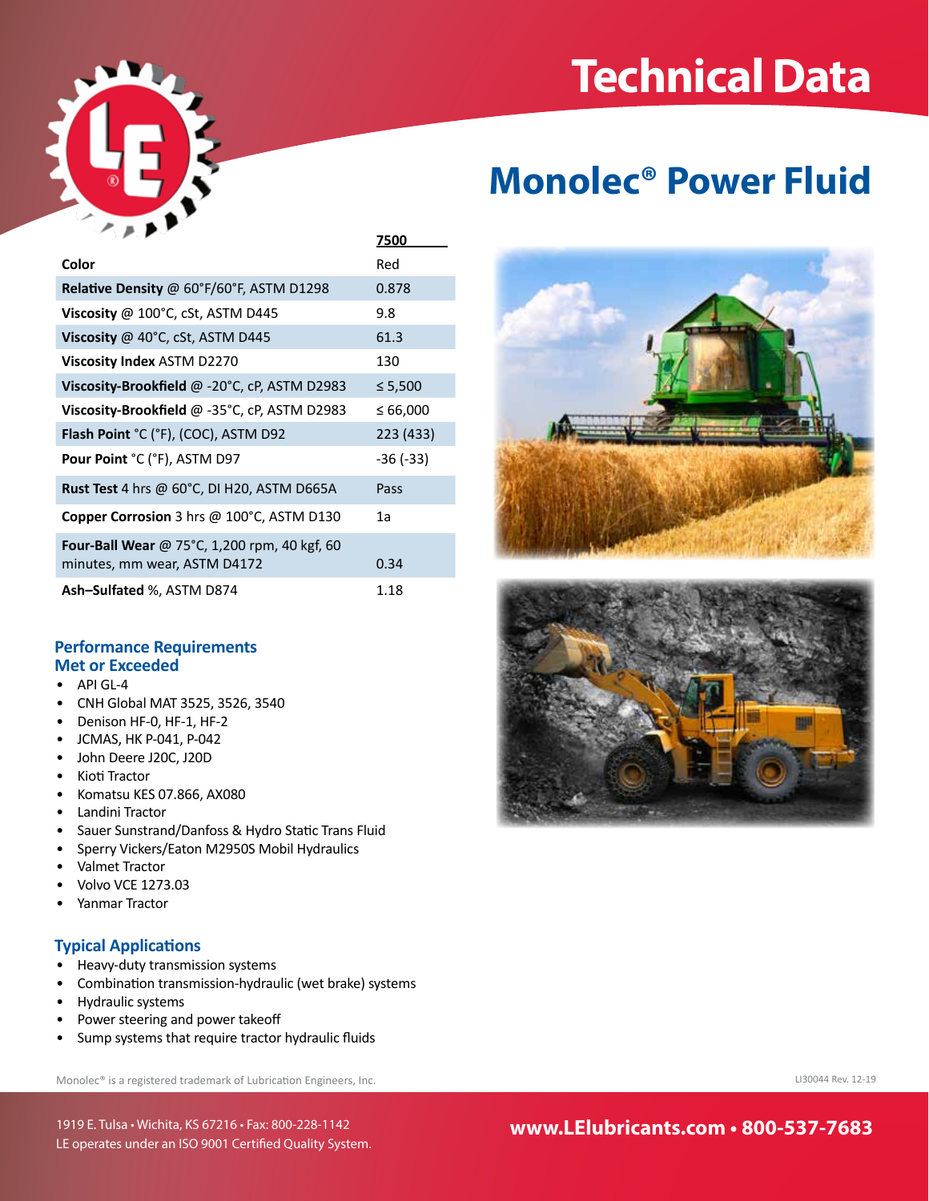# Technical Data

## Monolec® Power Fluid

| | 7500 |
|---|---|
| **Color** | Red |
| **Relative Density** @ 60°F/60°F, ASTM D1298 | 0.878 |
| **Viscosity** @ 100°C, cSt, ASTM D445 | 9.8 |
| **Viscosity** @ 40°C, cSt, ASTM D445 | 61.3 |
| **Viscosity Index** ASTM D2270 | 130 |
| **Viscosity-Brookfield** @ -20°C, cP, ASTM D2983 | ≤ 5,500 |
| **Viscosity-Brookfield** @ -35°C, cP, ASTM D2983 | ≤ 66,000 |
| **Flash Point** °C (°F), (COC), ASTM D92 | 223 (433) |
| **Pour Point** °C (°F), ASTM D97 | -36 (-33) |
| **Rust Test** 4 hrs @ 60°C, DI H20, ASTM D665A | Pass |
| **Copper Corrosion** 3 hrs @ 100°C, ASTM D130 | 1a |
| **Four-Ball Wear** @ 75°C, 1,200 rpm, 40 kgf, 60 minutes, mm wear, ASTM D4172 | 0.34 |
| **Ash–Sulfated** %, ASTM D874 | 1.18 |

### Performance Requirements Met or Exceeded

- API GL-4
- CNH Global MAT 3525, 3526, 3540
- Denison HF-0, HF-1, HF-2
- JCMAS, HK P-041, P-042
- John Deere J20C, J20D
- Kioti Tractor
- Komatsu KES 07.866, AX080
- Landini Tractor
- Sauer Sunstrand/Danfoss & Hydro Static Trans Fluid
- Sperry Vickers/Eaton M2950S Mobil Hydraulics
- Valmet Tractor
- Volvo VCE 1273.03
- Yanmar Tractor

### Typical Applications

- Heavy-duty transmission systems
- Combination transmission-hydraulic (wet brake) systems
- Hydraulic systems
- Power steering and power takeoff
- Sump systems that require tractor hydraulic fluids

Monolec® is a registered trademark of Lubrication Engineers, Inc.

LI30044 Rev. 12-19

1919 E. Tulsa • Wichita, KS 67216 • Fax: 800-228-1142
LE operates under an ISO 9001 Certified Quality System.

**www.LElubricants.com • 800-537-7683**